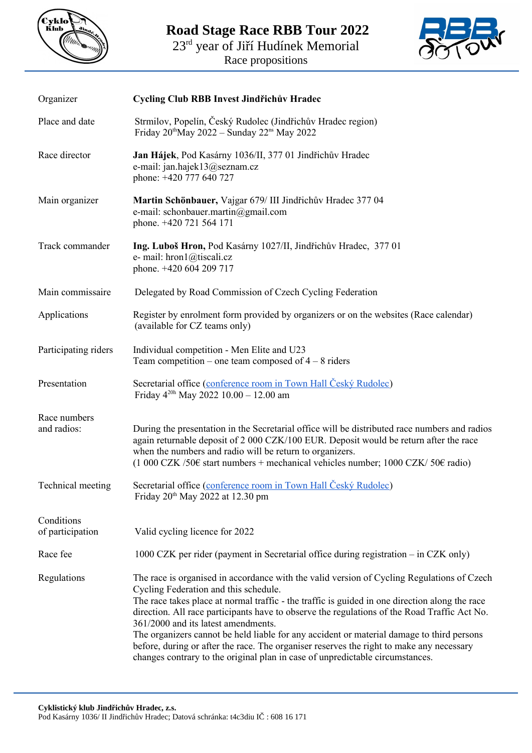# Road Stage Race RBB Tour 2022

23rd year of Jiří Hudínek Memorial

Race propositions

| | |
|---|---|
| Organizer | **Cycling Club RBB Invest Jindřichův Hradec** |
| Place and date | Strmilov, Popelín, Český Rudolec (Jindřichův Hradec region)<br>Friday 20th May 2022 – Sunday 22ns May 2022 |
| Race director | **Jan Hájek**, Pod Kasárny 1036/II, 377 01 Jindřichův Hradec<br>e-mail: jan.hajek13@seznam.cz<br>phone: +420 777 640 727 |
| Main organizer | **Martin Schönbauer,** Vajgar 679/ III Jindřichův Hradec 377 04<br>e-mail: schonbauer.martin@gmail.com<br>phone. +420 721 564 171 |
| Track commander | **Ing. Luboš Hron,** Pod Kasárny 1027/II, Jindřichův Hradec, 377 01<br>e- mail: hron1@tiscali.cz<br>phone. +420 604 209 717 |
| Main commissaire | Delegated by Road Commission of Czech Cycling Federation |
| Applications | Register by enrolment form provided by organizers or on the websites (Race calendar) (available for CZ teams only) |
| Participating riders | Individual competition - Men Elite and U23<br>Team competition – one team composed of 4 – 8 riders |
| Presentation | Secretarial office (conference room in Town Hall Český Rudolec)<br>Friday 420th May 2022 10.00 – 12.00 am |
| Race numbers and radios: | During the presentation in the Secretarial office will be distributed race numbers and radios again returnable deposit of 2 000 CZK/100 EUR. Deposit would be return after the race when the numbers and radio will be return to organizers.<br>(1 000 CZK /50€ start numbers + mechanical vehicles number; 1000 CZK/ 50€ radio) |
| Technical meeting | Secretarial office (conference room in Town Hall Český Rudolec)<br>Friday 20th May 2022 at 12.30 pm |
| Conditions of participation | Valid cycling licence for 2022 |
| Race fee | 1000 CZK per rider (payment in Secretarial office during registration – in CZK only) |
| Regulations | The race is organised in accordance with the valid version of Cycling Regulations of Czech Cycling Federation and this schedule.<br>The race takes place at normal traffic - the traffic is guided in one direction along the race direction. All race participants have to observe the regulations of the Road Traffic Act No. 361/2000 and its latest amendments.<br>The organizers cannot be held liable for any accident or material damage to third persons before, during or after the race. The organiser reserves the right to make any necessary changes contrary to the original plan in case of unpredictable circumstances. |

**Cyklistický klub Jindřichův Hradec, z.s.**
Pod Kasárny 1036/ II Jindřichův Hradec; Datová schránka: t4c3diu IČ : 608 16 171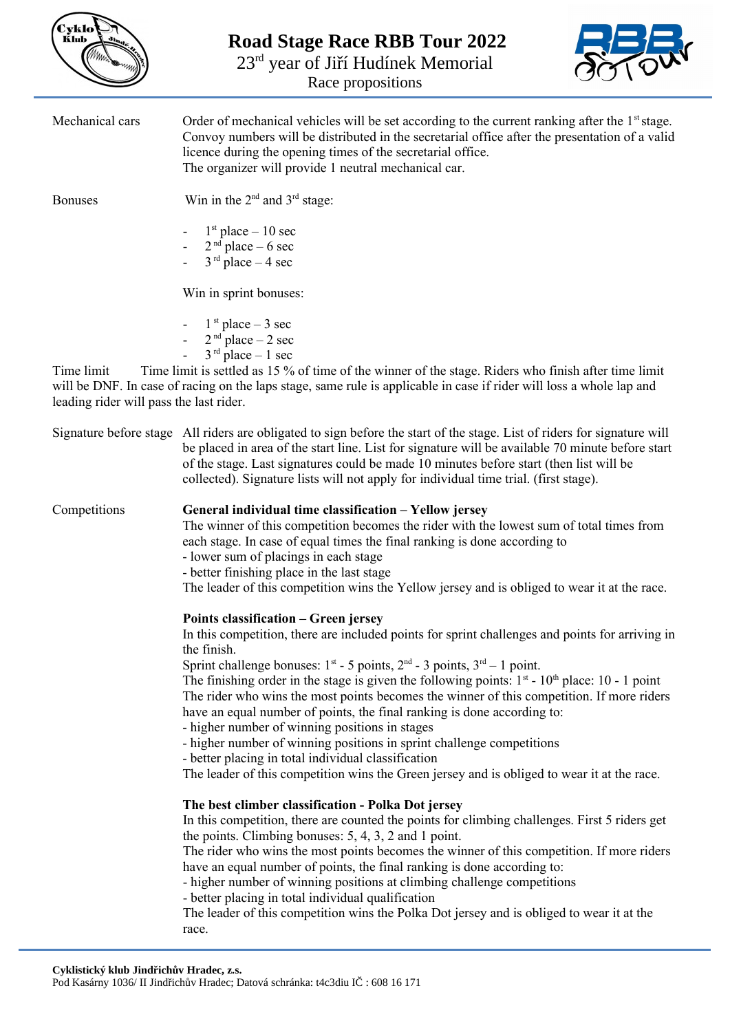**Mechanical cars**

Order of mechanical vehicles will be set according to the current ranking after the 1st stage. Convoy numbers will be distributed in the secretarial office after the presentation of a valid licence during the opening times of the secretarial office.
The organizer will provide 1 neutral mechanical car.

**Bonuses**

Win in the 2nd and 3rd stage:

- 1st place – 10 sec
- 2nd place – 6 sec
- 3rd place – 4 sec

Win in sprint bonuses:

- 1st place – 3 sec
- 2nd place – 2 sec
- 3rd place – 1 sec

**Time limit** Time limit is settled as 15 % of time of the winner of the stage. Riders who finish after time limit will be DNF. In case of racing on the laps stage, same rule is applicable in case if rider will loss a whole lap and leading rider will pass the last rider.

**Signature before stage**

All riders are obligated to sign before the start of the stage. List of riders for signature will be placed in area of the start line. List for signature will be available 70 minute before start of the stage. Last signatures could be made 10 minutes before start (then list will be collected). Signature lists will not apply for individual time trial. (first stage).

**Competitions**

**General individual time classification – Yellow jersey**
The winner of this competition becomes the rider with the lowest sum of total times from each stage. In case of equal times the final ranking is done according to
- lower sum of placings in each stage
- better finishing place in the last stage

The leader of this competition wins the Yellow jersey and is obliged to wear it at the race.

**Points classification – Green jersey**
In this competition, there are included points for sprint challenges and points for arriving in the finish.
Sprint challenge bonuses: 1st - 5 points, 2nd - 3 points, 3rd – 1 point.
The finishing order in the stage is given the following points: 1st - 10th place: 10 - 1 point
The rider who wins the most points becomes the winner of this competition. If more riders have an equal number of points, the final ranking is done according to:
- higher number of winning positions in stages
- higher number of winning positions in sprint challenge competitions
- better placing in total individual classification

The leader of this competition wins the Green jersey and is obliged to wear it at the race.

**The best climber classification - Polka Dot jersey**
In this competition, there are counted the points for climbing challenges. First 5 riders get the points. Climbing bonuses: 5, 4, 3, 2 and 1 point.
The rider who wins the most points becomes the winner of this competition. If more riders have an equal number of points, the final ranking is done according to:
- higher number of winning positions at climbing challenge competitions
- better placing in total individual qualification

The leader of this competition wins the Polka Dot jersey and is obliged to wear it at the race.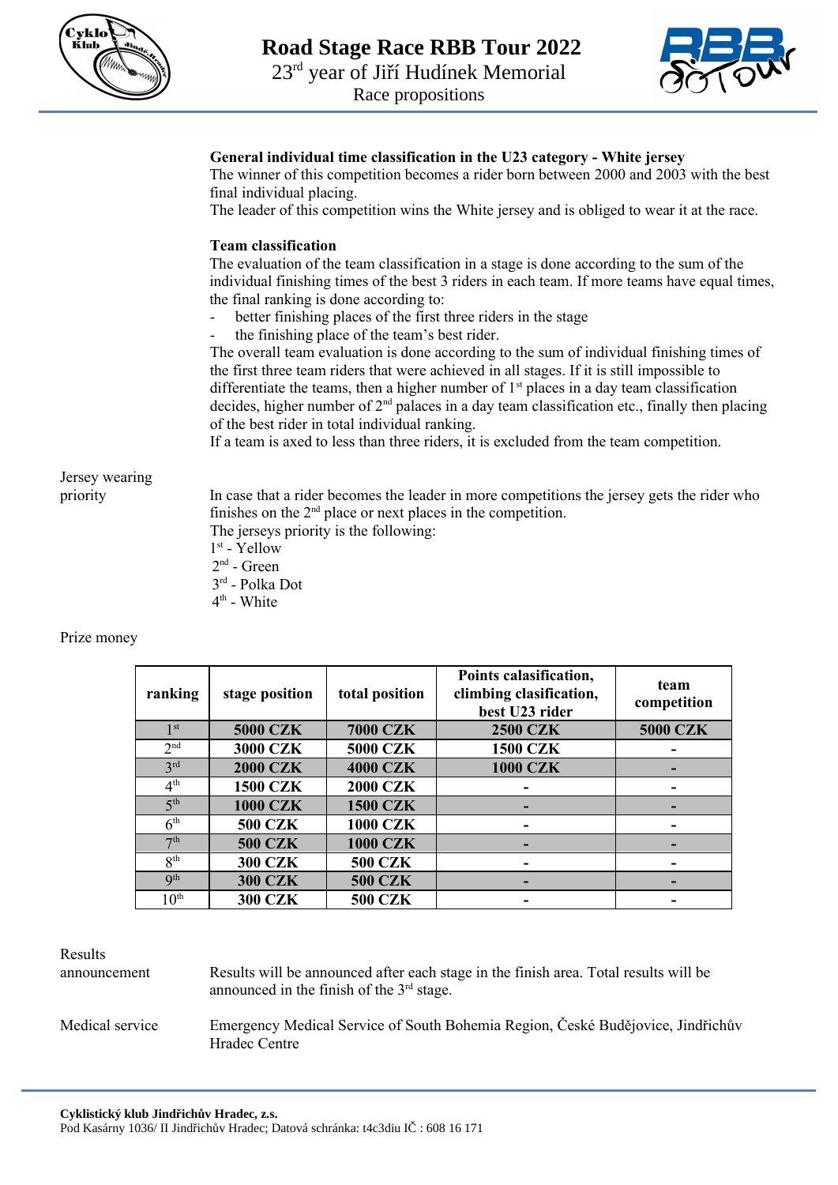**General individual time classification in the U23 category - White jersey**

The winner of this competition becomes a rider born between 2000 and 2003 with the best final individual placing.

The leader of this competition wins the White jersey and is obliged to wear it at the race.

**Team classification**

The evaluation of the team classification in a stage is done according to the sum of the individual finishing times of the best 3 riders in each team. If more teams have equal times, the final ranking is done according to:

- better finishing places of the first three riders in the stage
- the finishing place of the team's best rider.

The overall team evaluation is done according to the sum of individual finishing times of the first three team riders that were achieved in all stages. If it is still impossible to differentiate the teams, then a higher number of 1st places in a day team classification decides, higher number of 2nd palaces in a day team classification etc., finally then placing of the best rider in total individual ranking.

If a team is axed to less than three riders, it is excluded from the team competition.

Jersey wearing priority

In case that a rider becomes the leader in more competitions the jersey gets the rider who finishes on the 2nd place or next places in the competition.

The jerseys priority is the following:

1st - Yellow
2nd - Green
3rd - Polka Dot
4th - White

Prize money

| ranking | stage position | total position | Points calasification, climbing clasification, best U23 rider | team competition |
|---|---|---|---|---|
| 1st | 5000 CZK | 7000 CZK | 2500 CZK | 5000 CZK |
| 2nd | 3000 CZK | 5000 CZK | 1500 CZK | - |
| 3rd | 2000 CZK | 4000 CZK | 1000 CZK | - |
| 4th | 1500 CZK | 2000 CZK | - | - |
| 5th | 1000 CZK | 1500 CZK | - | - |
| 6th | 500 CZK | 1000 CZK | - | - |
| 7th | 500 CZK | 1000 CZK | - | - |
| 8th | 300 CZK | 500 CZK | - | - |
| 9th | 300 CZK | 500 CZK | - | - |
| 10th | 300 CZK | 500 CZK | - | - |

Results announcement

Results will be announced after each stage in the finish area. Total results will be announced in the finish of the 3rd stage.

Medical service

Emergency Medical Service of South Bohemia Region, České Budějovice, Jindřichův Hradec Centre

**Cyklistický klub Jindřichův Hradec, z.s.**
Pod Kasárny 1036/ II Jindřichův Hradec; Datová schránka: t4c3diu IČ : 608 16 171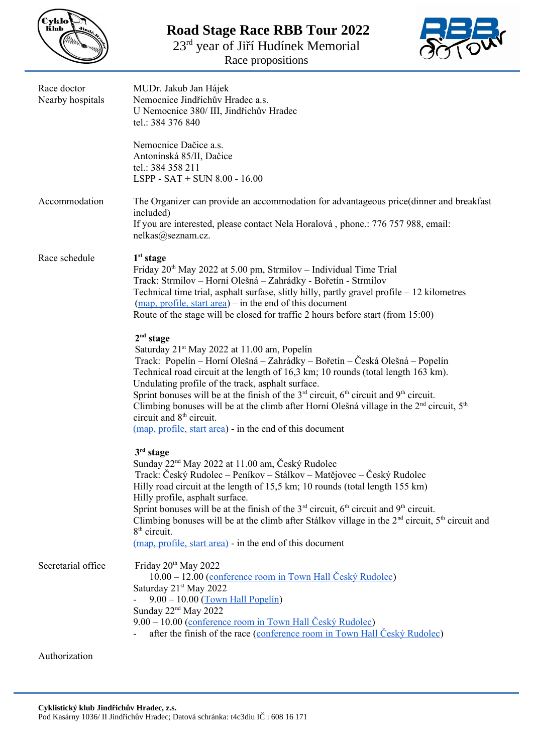# Road Stage Race RBB Tour 2022

23rd year of Jiří Hudínek Memorial

Race propositions

**Race doctor** MUDr. Jakub Jan Hájek

**Nearby hospitals**

Nemocnice Jindřichův Hradec a.s.
U Nemocnice 380/ III, Jindřichův Hradec
tel.: 384 376 840

Nemocnice Dačice a.s.
Antonínská 85/II, Dačice
tel.: 384 358 211
LSPP - SAT + SUN 8.00 - 16.00

**Accommodation**

The Organizer can provide an accommodation for advantageous price(dinner and breakfast included)
If you are interested, please contact Nela Horalová , phone.: 776 757 988, email: nelkas@seznam.cz.

**Race schedule**

**1st stage**
Friday 20th May 2022 at 5.00 pm, Strmilov – Individual Time Trial
Track: Strmilov – Horni Olešná – Zahrádky - Bořetín - Strmilov
Technical time trial, asphalt surfase, slitly hilly, partly gravel profile – 12 kilometres
(map, profile, start area) – in the end of this document
Route of the stage will be closed for traffic 2 hours before start (from 15:00)

**2nd stage**
Saturday 21st May 2022 at 11.00 am, Popelín
Track: Popelín – Horní Olešná – Zahrádky – Bořetín – Česká Olešná – Popelín
Technical road circuit at the length of 16,3 km; 10 rounds (total length 163 km).
Undulating profile of the track, asphalt surface.
Sprint bonuses will be at the finish of the 3rd circuit, 6th circuit and 9th circuit.
Climbing bonuses will be at the climb after Horní Olešná village in the 2nd circuit, 5th circuit and 8th circuit.
(map, profile, start area) - in the end of this document

**3rd stage**
Sunday 22nd May 2022 at 11.00 am, Český Rudolec
Track: Český Rudolec – Peníkov – Stálkov – Matějovec – Český Rudolec
Hilly road circuit at the length of 15,5 km; 10 rounds (total length 155 km)
Hilly profile, asphalt surface.
Sprint bonuses will be at the finish of the 3rd circuit, 6th circuit and 9th circuit.
Climbing bonuses will be at the climb after Stálkov village in the 2nd circuit, 5th circuit and 8th circuit.
(map, profile, start area) - in the end of this document

**Secretarial office**

Friday 20th May 2022
10.00 – 12.00 (conference room in Town Hall Český Rudolec)
Saturday 21st May 2022
- 9.00 – 10.00 (Town Hall Popelín)

Sunday 22nd May 2022
9.00 – 10.00 (conference room in Town Hall Český Rudolec)
- after the finish of the race (conference room in Town Hall Český Rudolec)

**Authorization**

**Cyklistický klub Jindřichův Hradec, z.s.**
Pod Kasárny 1036/ II Jindřichův Hradec; Datová schránka: t4c3diu IČ : 608 16 171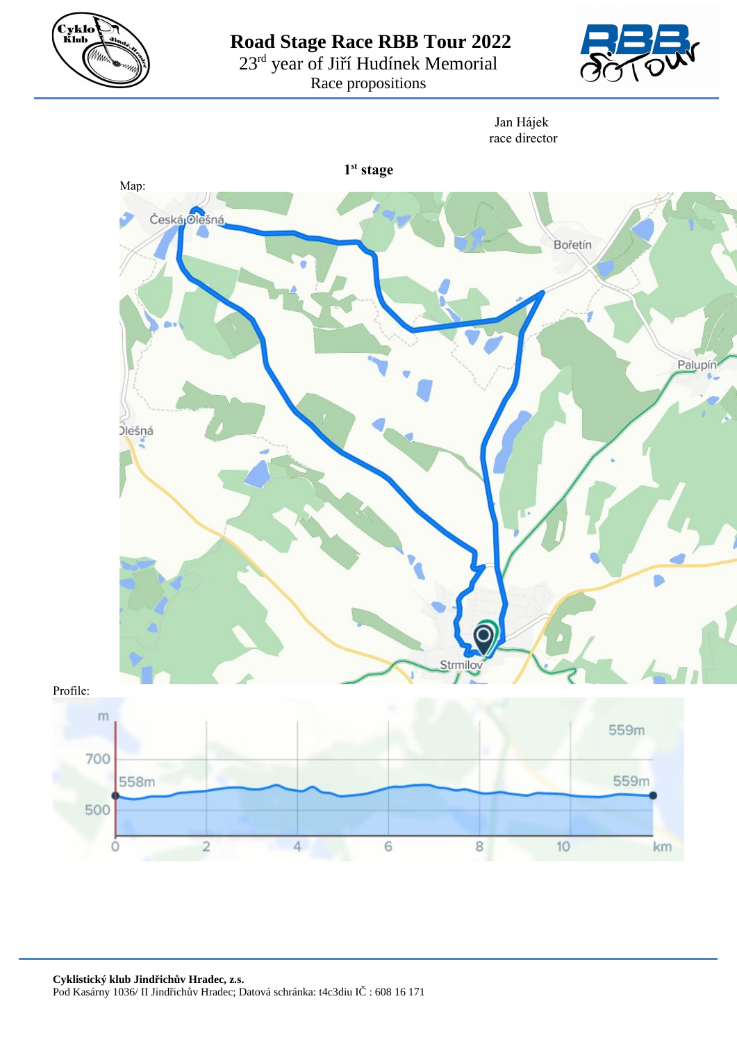Jan Hájek
race director

## 1st stage

Map:

Profile: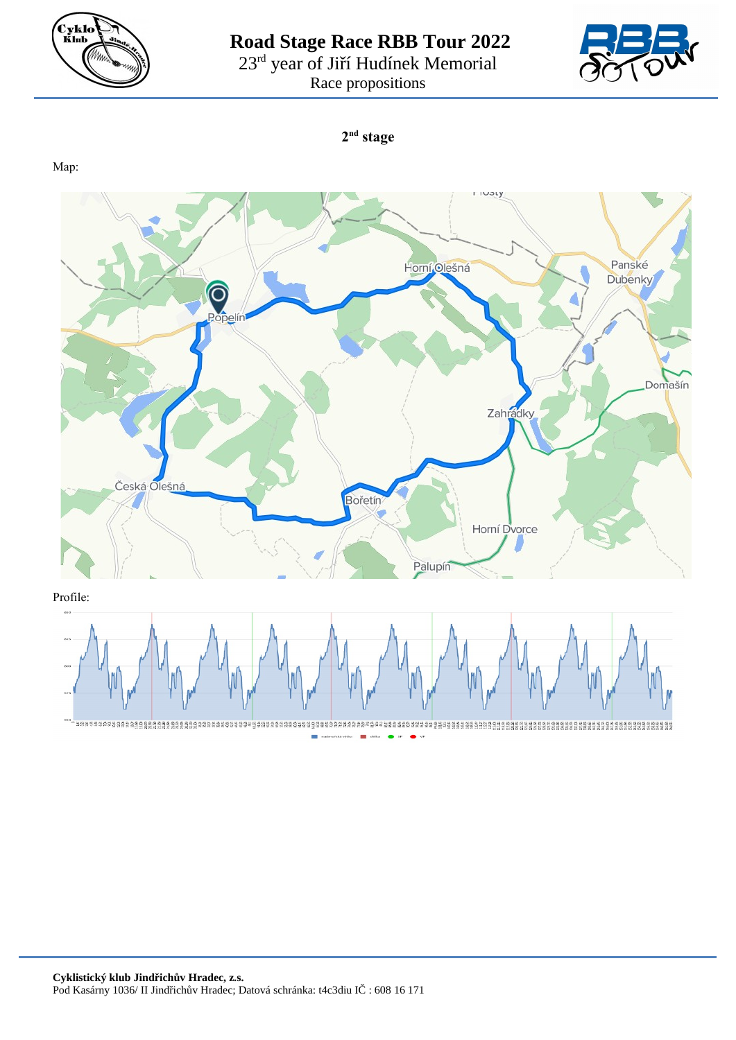## 2[nd] stage

Map:

Profile: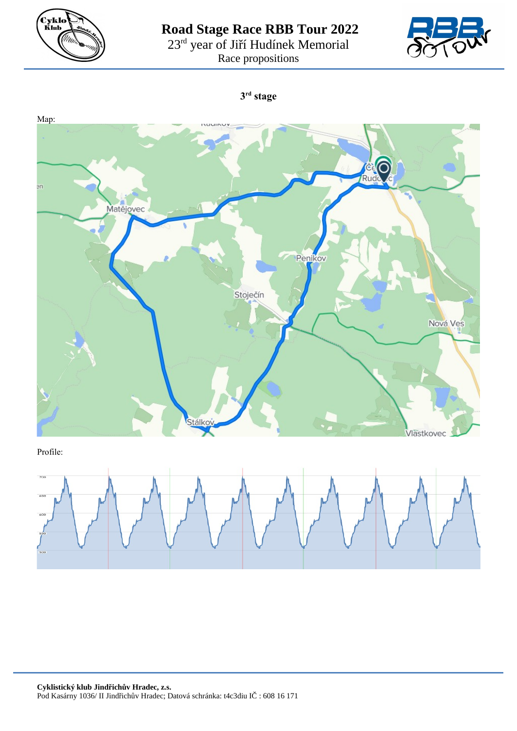# Road Stage Race RBB Tour 2022

23rd year of Jiří Hudínek Memorial

Race propositions

## 3rd stage

Map:

Radíkov

Matějovec

Penikov

Stoječín

Nová Ves

Stálkov

Vlastkovec

Rudolec

Profile:

700

650

600

550

500

**Cyklistický klub Jindřichův Hradec, z.s.**
Pod Kasárny 1036/ II Jindřichův Hradec; Datová schránka: t4c3diu IČ : 608 16 171